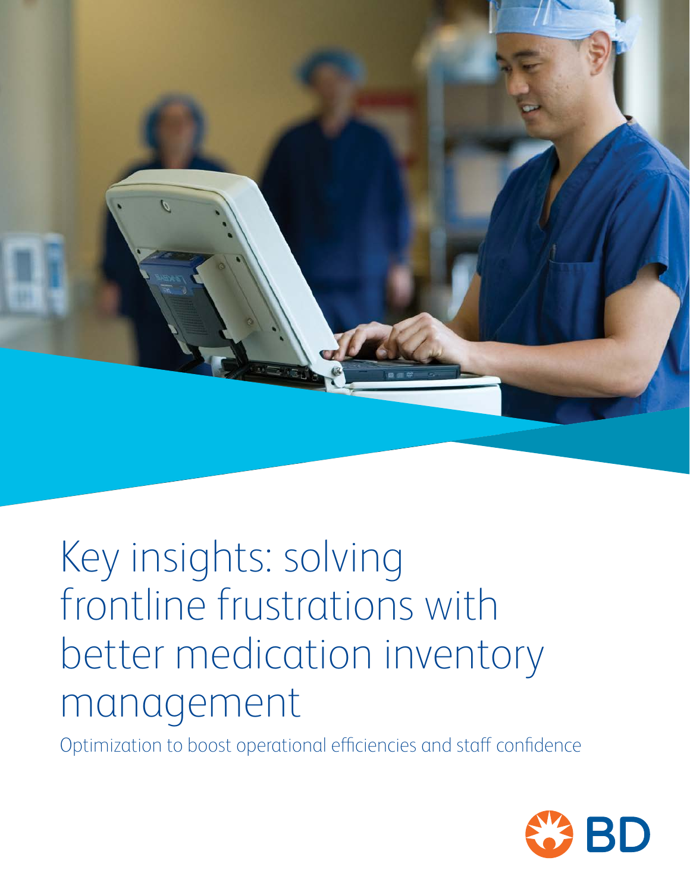# Key insights: solving frontline frustrations with better medication inventory management

Optimization to boost operational efficiencies and staff confidence

BD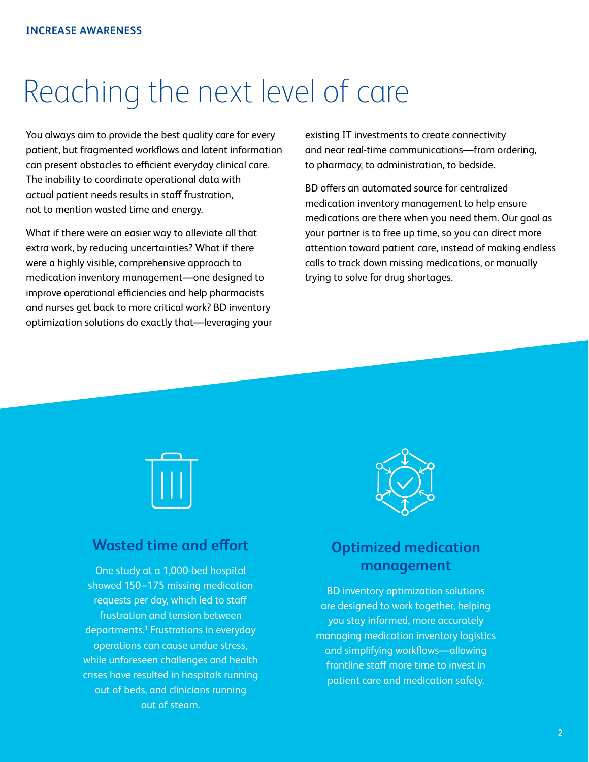INCREASE AWARENESS

# Reaching the next level of care

You always aim to provide the best quality care for every patient, but fragmented workflows and latent information can present obstacles to efficient everyday clinical care. The inability to coordinate operational data with actual patient needs results in staff frustration, not to mention wasted time and energy.

What if there were an easier way to alleviate all that extra work, by reducing uncertainties? What if there were a highly visible, comprehensive approach to medication inventory management—one designed to improve operational efficiencies and help pharmacists and nurses get back to more critical work? BD inventory optimization solutions do exactly that—leveraging your existing IT investments to create connectivity and near real-time communications—from ordering, to pharmacy, to administration, to bedside.

BD offers an automated source for centralized medication inventory management to help ensure medications are there when you need them. Our goal as your partner is to free up time, so you can direct more attention toward patient care, instead of making endless calls to track down missing medications, or manually trying to solve for drug shortages.

## Wasted time and effort

One study at a 1,000-bed hospital showed 150–175 missing medication requests per day, which led to staff frustration and tension between departments.[1] Frustrations in everyday operations can cause undue stress, while unforeseen challenges and health crises have resulted in hospitals running out of beds, and clinicians running out of steam.

## Optimized medication management

BD inventory optimization solutions are designed to work together, helping you stay informed, more accurately managing medication inventory logistics and simplifying workflows—allowing frontline staff more time to invest in patient care and medication safety.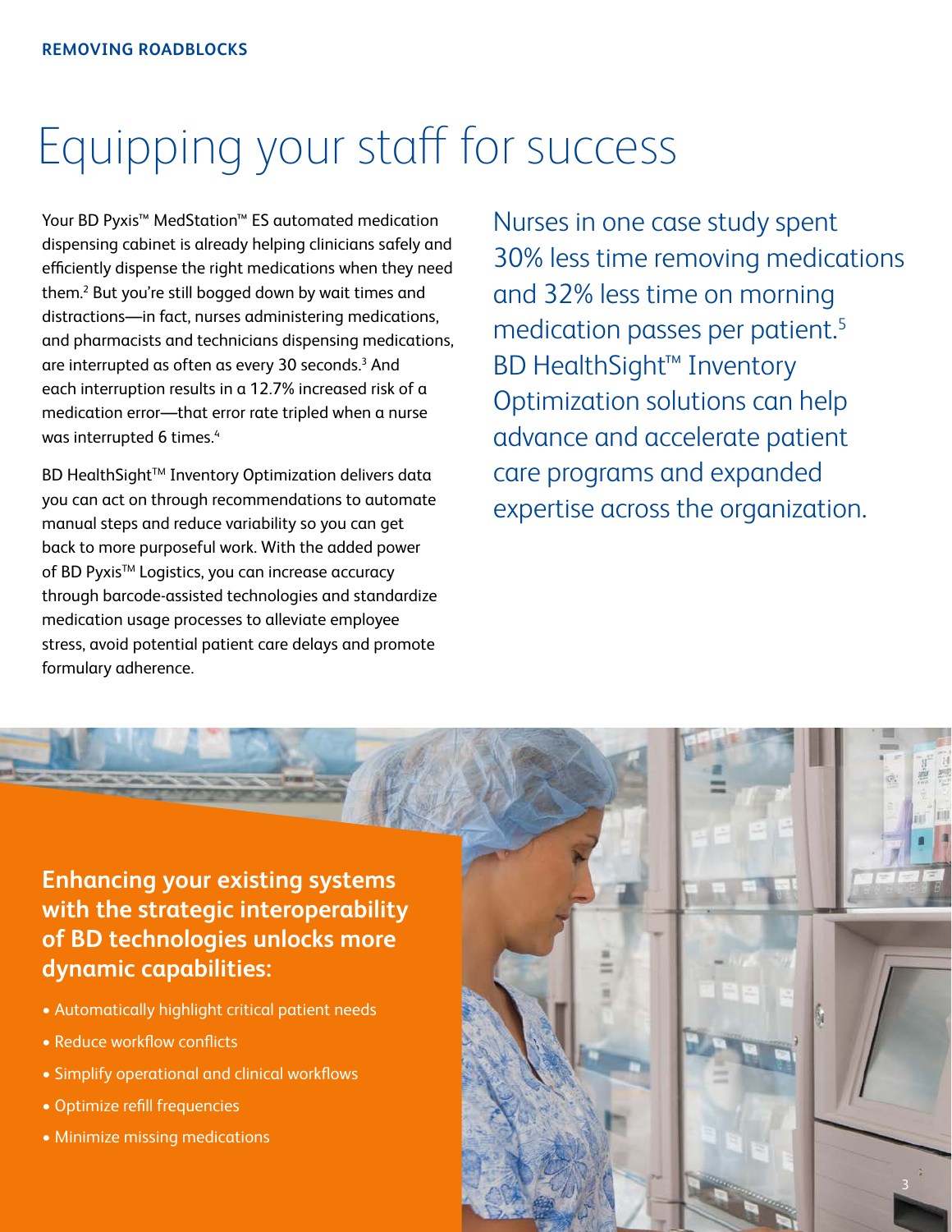**REMOVING ROADBLOCKS**

# Equipping your staff for success

Your BD Pyxis™ MedStation™ ES automated medication dispensing cabinet is already helping clinicians safely and efficiently dispense the right medications when they need them.[2] But you're still bogged down by wait times and distractions—in fact, nurses administering medications, and pharmacists and technicians dispensing medications, are interrupted as often as every 30 seconds.[3] And each interruption results in a 12.7% increased risk of a medication error—that error rate tripled when a nurse was interrupted 6 times.[4]

BD HealthSight™ Inventory Optimization delivers data you can act on through recommendations to automate manual steps and reduce variability so you can get back to more purposeful work. With the added power of BD Pyxis™ Logistics, you can increase accuracy through barcode-assisted technologies and standardize medication usage processes to alleviate employee stress, avoid potential patient care delays and promote formulary adherence.

Nurses in one case study spent 30% less time removing medications and 32% less time on morning medication passes per patient.[5] BD HealthSight™ Inventory Optimization solutions can help advance and accelerate patient care programs and expanded expertise across the organization.

**Enhancing your existing systems with the strategic interoperability of BD technologies unlocks more dynamic capabilities:**

- Automatically highlight critical patient needs
- Reduce workflow conflicts
- Simplify operational and clinical workflows
- Optimize refill frequencies
- Minimize missing medications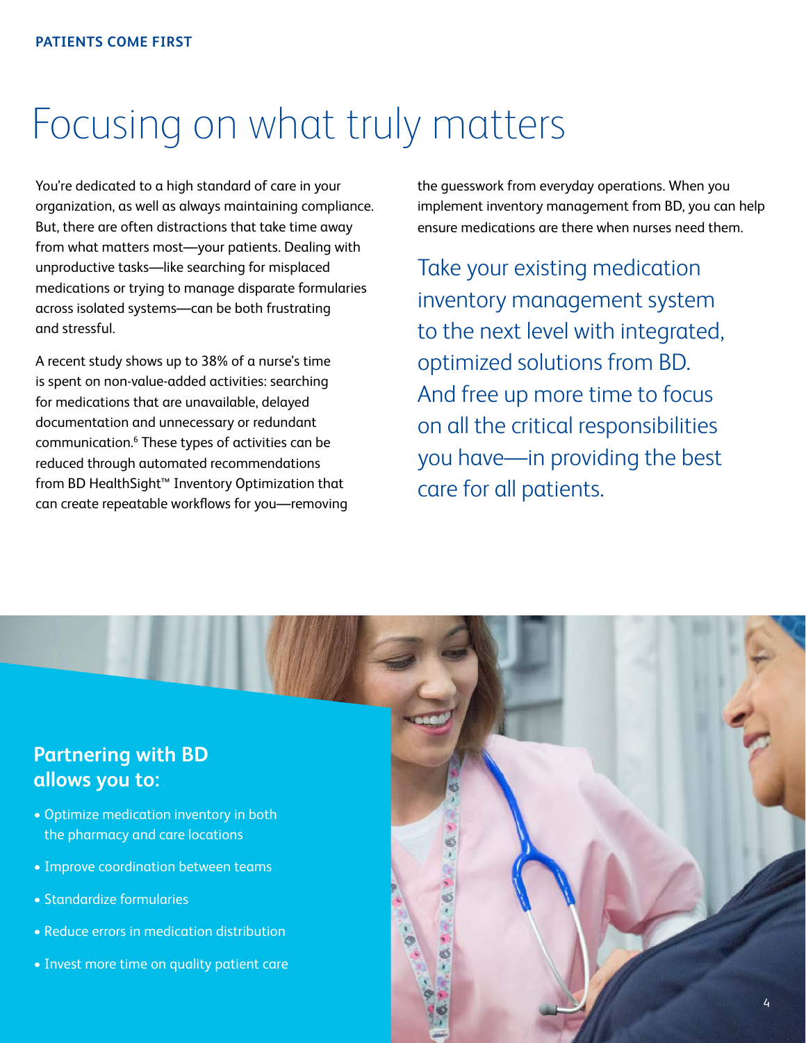PATIENTS COME FIRST

# Focusing on what truly matters

You're dedicated to a high standard of care in your organization, as well as always maintaining compliance. But, there are often distractions that take time away from what matters most—your patients. Dealing with unproductive tasks—like searching for misplaced medications or trying to manage disparate formularies across isolated systems—can be both frustrating and stressful.

A recent study shows up to 38% of a nurse's time is spent on non-value-added activities: searching for medications that are unavailable, delayed documentation and unnecessary or redundant communication.[6] These types of activities can be reduced through automated recommendations from BD HealthSight™ Inventory Optimization that can create repeatable workflows for you—removing the guesswork from everyday operations. When you implement inventory management from BD, you can help ensure medications are there when nurses need them.

Take your existing medication inventory management system to the next level with integrated, optimized solutions from BD. And free up more time to focus on all the critical responsibilities you have—in providing the best care for all patients.

## Partnering with BD allows you to:

- Optimize medication inventory in both the pharmacy and care locations
- Improve coordination between teams
- Standardize formularies
- Reduce errors in medication distribution
- Invest more time on quality patient care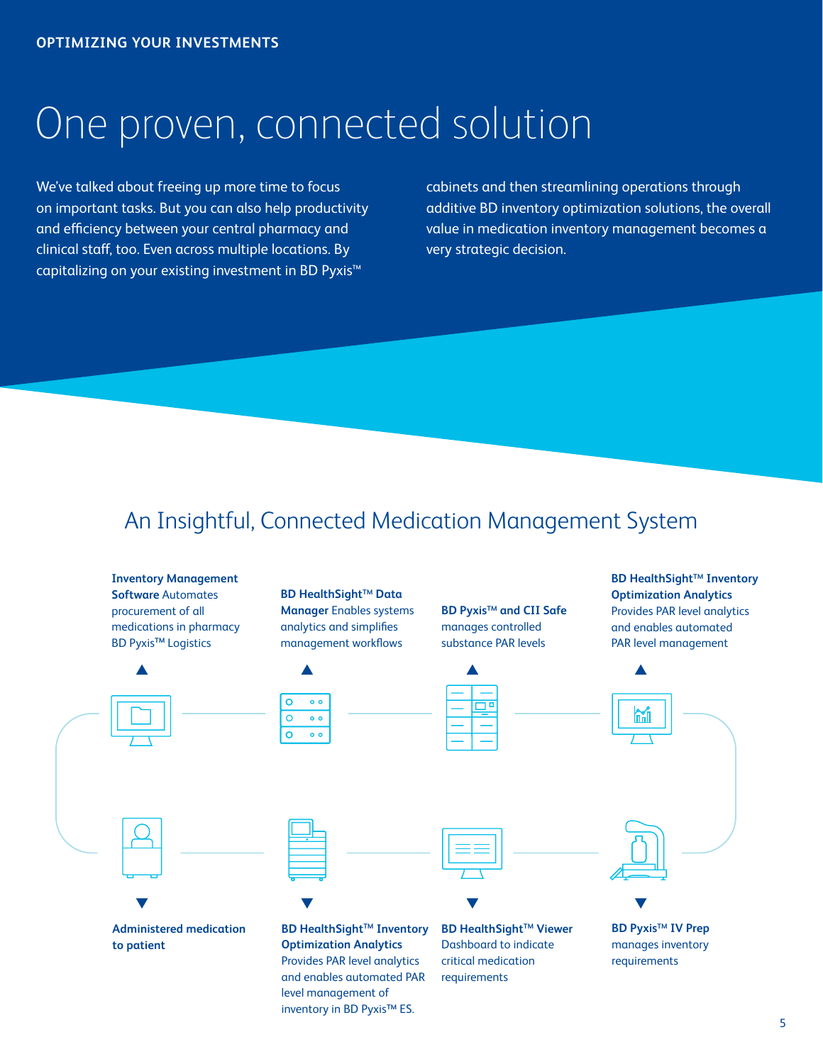OPTIMIZING YOUR INVESTMENTS

# One proven, connected solution

We've talked about freeing up more time to focus on important tasks. But you can also help productivity and efficiency between your central pharmacy and clinical staff, too. Even across multiple locations. By capitalizing on your existing investment in BD Pyxis™ cabinets and then streamlining operations through additive BD inventory optimization solutions, the overall value in medication inventory management becomes a very strategic decision.

## An Insightful, Connected Medication Management System

**Inventory Management Software** Automates procurement of all medications in pharmacy BD Pyxis™ Logistics

**BD HealthSight™ Data Manager** Enables systems analytics and simplifies management workflows

**BD Pyxis™ and CII Safe** manages controlled substance PAR levels

**BD HealthSight™ Inventory Optimization Analytics** Provides PAR level analytics and enables automated PAR level management

**Administered medication to patient**

**BD HealthSight™ Inventory Optimization Analytics** Provides PAR level analytics and enables automated PAR level management of inventory in BD Pyxis™ ES.

**BD HealthSight™ Viewer** Dashboard to indicate critical medication requirements

**BD Pyxis™ IV Prep** manages inventory requirements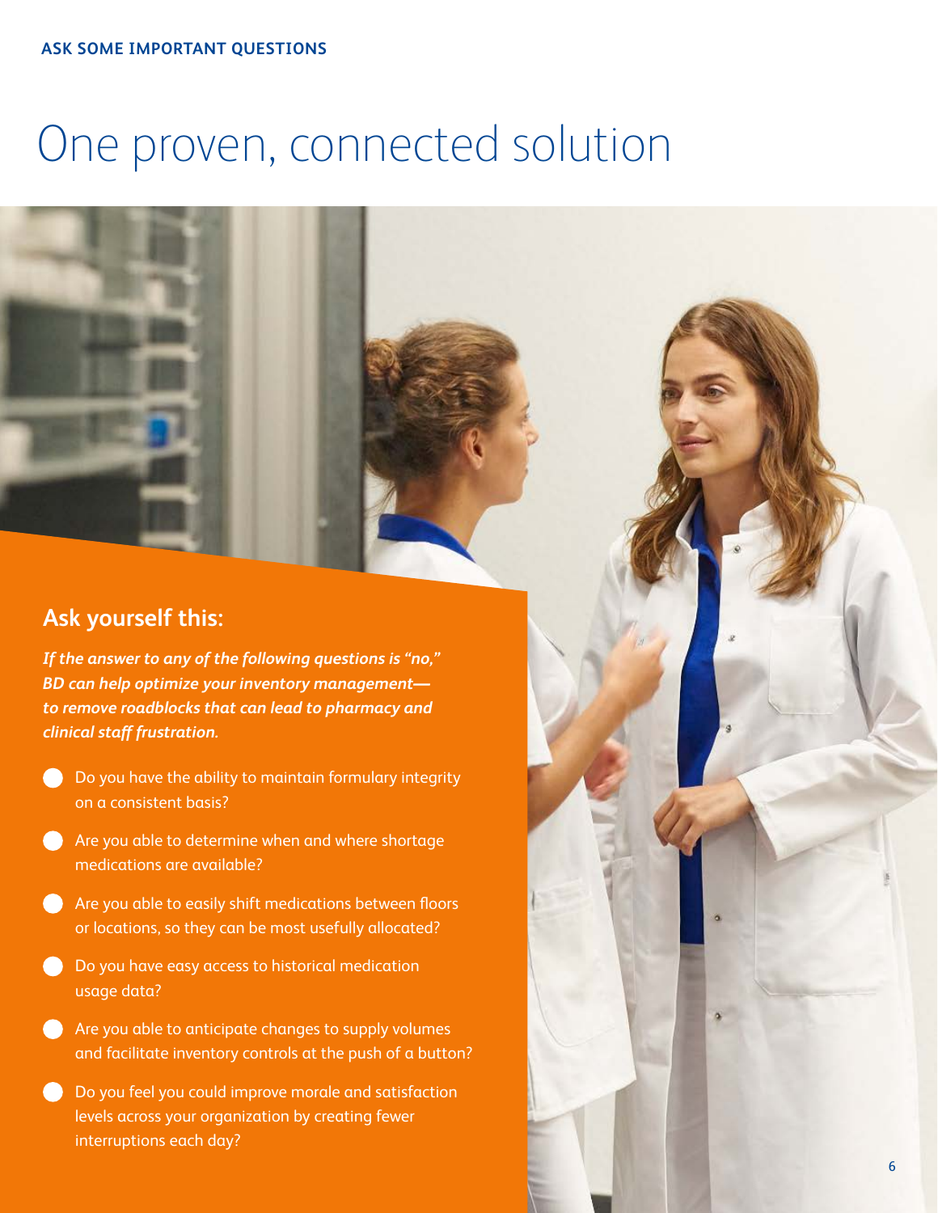ASK SOME IMPORTANT QUESTIONS

# One proven, connected solution

## Ask yourself this:

***If the answer to any of the following questions is "no," BD can help optimize your inventory management—to remove roadblocks that can lead to pharmacy and clinical staff frustration.***

- Do you have the ability to maintain formulary integrity on a consistent basis?
- Are you able to determine when and where shortage medications are available?
- Are you able to easily shift medications between floors or locations, so they can be most usefully allocated?
- Do you have easy access to historical medication usage data?
- Are you able to anticipate changes to supply volumes and facilitate inventory controls at the push of a button?
- Do you feel you could improve morale and satisfaction levels across your organization by creating fewer interruptions each day?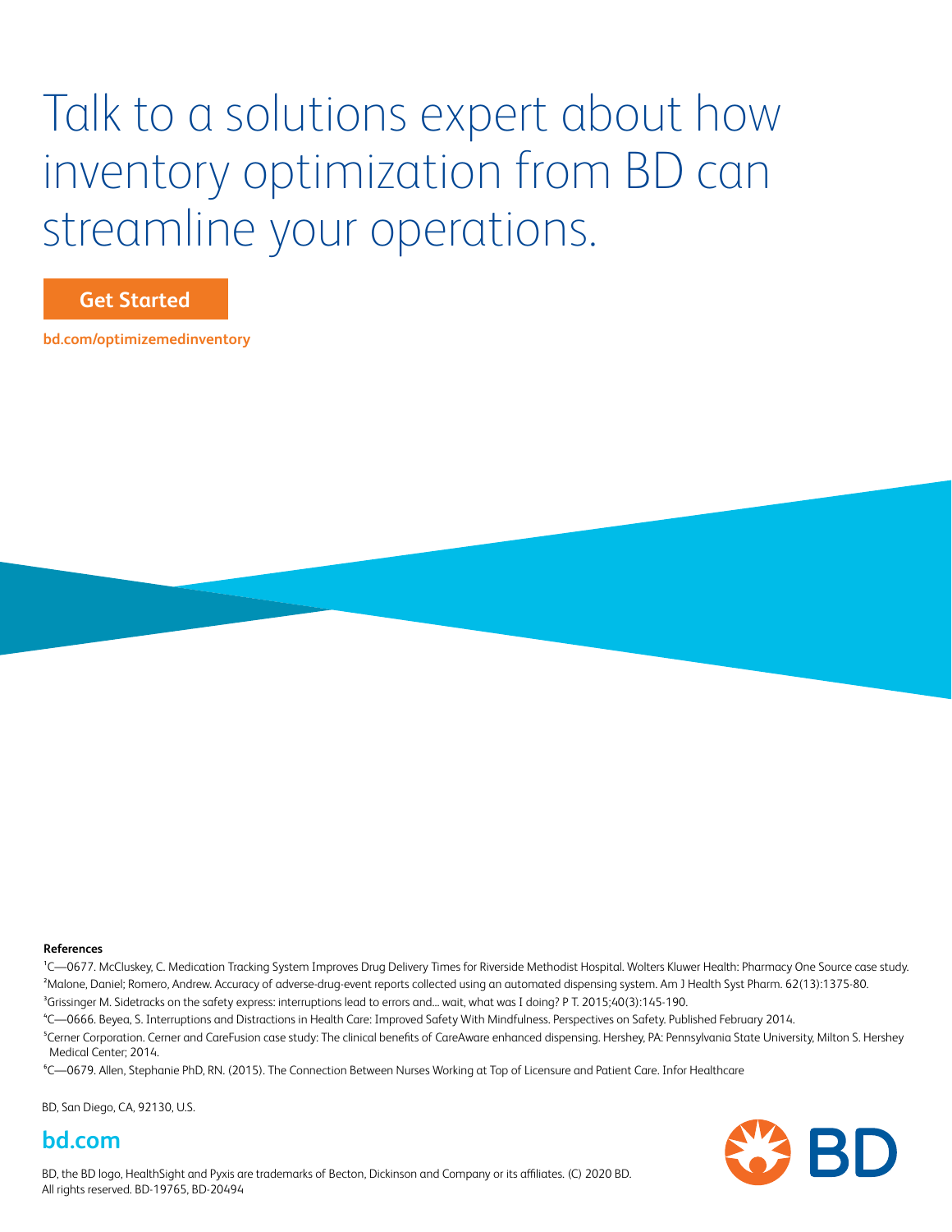# Talk to a solutions expert about how inventory optimization from BD can streamline your operations.

**Get Started**

**bd.com/optimizemedinventory**

**References**

[1]C—0677. McCluskey, C. Medication Tracking System Improves Drug Delivery Times for Riverside Methodist Hospital. Wolters Kluwer Health: Pharmacy One Source case study.

[2]Malone, Daniel; Romero, Andrew. Accuracy of adverse-drug-event reports collected using an automated dispensing system. Am J Health Syst Pharm. 62(13):1375-80.

[3]Grissinger M. Sidetracks on the safety express: interruptions lead to errors and... wait, what was I doing? P T. 2015;40(3):145-190.

[4]C—0666. Beyea, S. Interruptions and Distractions in Health Care: Improved Safety With Mindfulness. Perspectives on Safety. Published February 2014.

[5]Cerner Corporation. Cerner and CareFusion case study: The clinical benefits of CareAware enhanced dispensing. Hershey, PA: Pennsylvania State University, Milton S. Hershey Medical Center; 2014.

[6]C—0679. Allen, Stephanie PhD, RN. (2015). The Connection Between Nurses Working at Top of Licensure and Patient Care. Infor Healthcare

BD, San Diego, CA, 92130, U.S.

**bd.com**

BD, the BD logo, HealthSight and Pyxis are trademarks of Becton, Dickinson and Company or its affiliates. (C) 2020 BD. All rights reserved. BD-19765, BD-20494